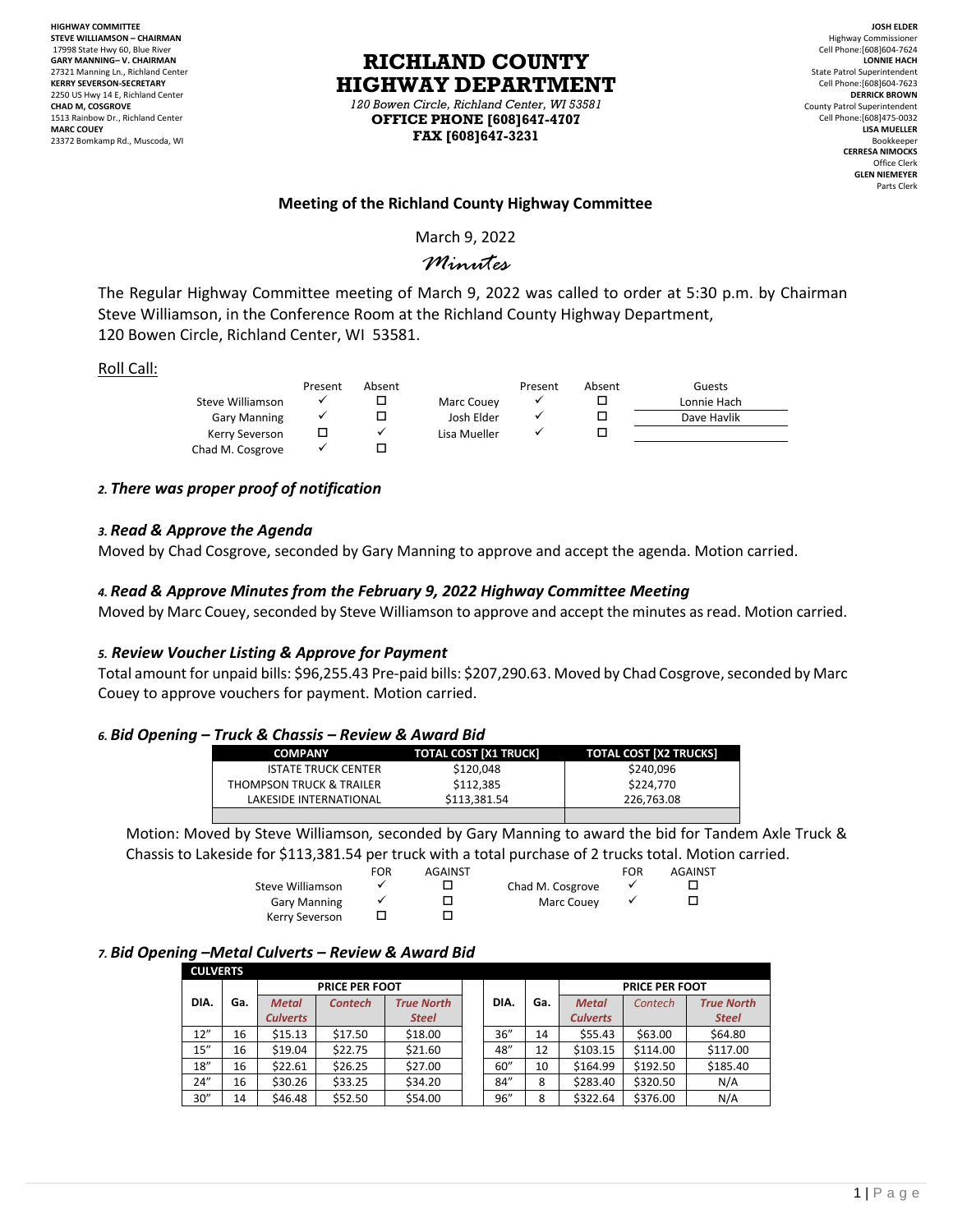HIGHWAY COMMITTEE
STEVE WILLIAMSON – CHAIRMAN
17998 State Hwy 60, Blue River
GARY MANNING– V. CHAIRMAN
27321 Manning Ln., Richland Center
KERRY SEVERSON-SECRETARY
2250 US Hwy 14 E, Richland Center
CHAD M, COSGROVE
1513 Rainbow Dr., Richland Center
MARC COUEY
23372 Bomkamp Rd., Muscoda, WI

# RICHLAND COUNTY HIGHWAY DEPARTMENT

*120 Bowen Circle, Richland Center, WI 53581*
**OFFICE PHONE [608]647-4707**
**FAX [608]647-3231**

JOSH ELDER
Highway Commissioner
Cell Phone:[608]604-7624
LONNIE HACH
State Patrol Superintendent
Cell Phone:[608]604-7623
DERRICK BROWN
County Patrol Superintendent
Cell Phone:[608]475-0032
LISA MUELLER
Bookkeeper
CERRESA NIMOCKS
Office Clerk
GLEN NIEMEYER
Parts Clerk

## Meeting of the Richland County Highway Committee

March 9, 2022

*Minutes*

The Regular Highway Committee meeting of March 9, 2022 was called to order at 5:30 p.m. by Chairman Steve Williamson, in the Conference Room at the Richland County Highway Department, 120 Bowen Circle, Richland Center, WI 53581.

Roll Call:

| | Present | Absent | | Present | Absent | Guests |
|---|---|---|---|---|---|---|
| Steve Williamson | ✓ | ☐ | Marc Couey | ✓ | ☐ | Lonnie Hach |
| Gary Manning | ✓ | ☐ | Josh Elder | ✓ | ☐ | Dave Havlik |
| Kerry Severson | ☐ | ✓ | Lisa Mueller | ✓ | ☐ | |
| Chad M. Cosgrove | ✓ | ☐ | | | | |

### *2. There was proper proof of notification*

### *3. Read & Approve the Agenda*

Moved by Chad Cosgrove, seconded by Gary Manning to approve and accept the agenda. Motion carried.

### *4. Read & Approve Minutes from the February 9, 2022 Highway Committee Meeting*

Moved by Marc Couey, seconded by Steve Williamson to approve and accept the minutes as read. Motion carried.

### *5. Review Voucher Listing & Approve for Payment*

Total amount for unpaid bills: $96,255.43 Pre-paid bills: $207,290.63. Moved by Chad Cosgrove, seconded by Marc Couey to approve vouchers for payment. Motion carried.

### *6. Bid Opening – Truck & Chassis – Review & Award Bid*

| COMPANY | TOTAL COST [X1 TRUCK] | TOTAL COST [X2 TRUCKS] |
|---|---|---|
| ISTATE TRUCK CENTER | $120,048 | $240,096 |
| THOMPSON TRUCK & TRAILER | $112,385 | $224,770 |
| LAKESIDE INTERNATIONAL | $113,381.54 | 226,763.08 |
| | | |

Motion: Moved by Steve Williamson, seconded by Gary Manning to award the bid for Tandem Axle Truck & Chassis to Lakeside for $113,381.54 per truck with a total purchase of 2 trucks total. Motion carried.

| | FOR | AGAINST | | FOR | AGAINST |
|---|---|---|---|---|---|
| Steve Williamson | ✓ | ☐ | Chad M. Cosgrove | ✓ | ☐ |
| Gary Manning | ✓ | ☐ | Marc Couey | ✓ | ☐ |
| Kerry Severson | ☐ | ☐ | | | |

### *7. Bid Opening –Metal Culverts – Review & Award Bid*

| CULVERTS | | | | | | | | | |
|---|---|---|---|---|---|---|---|---|---|
| | | PRICE PER FOOT | | | | | PRICE PER FOOT | | |
| DIA. | Ga. | *Metal Culverts* | *Contech* | *True North Steel* | DIA. | Ga. | *Metal Culverts* | *Contech* | *True North Steel* |
| 12" | 16 | $15.13 | $17.50 | $18.00 | 36" | 14 | $55.43 | $63.00 | $64.80 |
| 15" | 16 | $19.04 | $22.75 | $21.60 | 48" | 12 | $103.15 | $114.00 | $117.00 |
| 18" | 16 | $22.61 | $26.25 | $27.00 | 60" | 10 | $164.99 | $192.50 | $185.40 |
| 24" | 16 | $30.26 | $33.25 | $34.20 | 84" | 8 | $283.40 | $320.50 | N/A |
| 30" | 14 | $46.48 | $52.50 | $54.00 | 96" | 8 | $322.64 | $376.00 | N/A |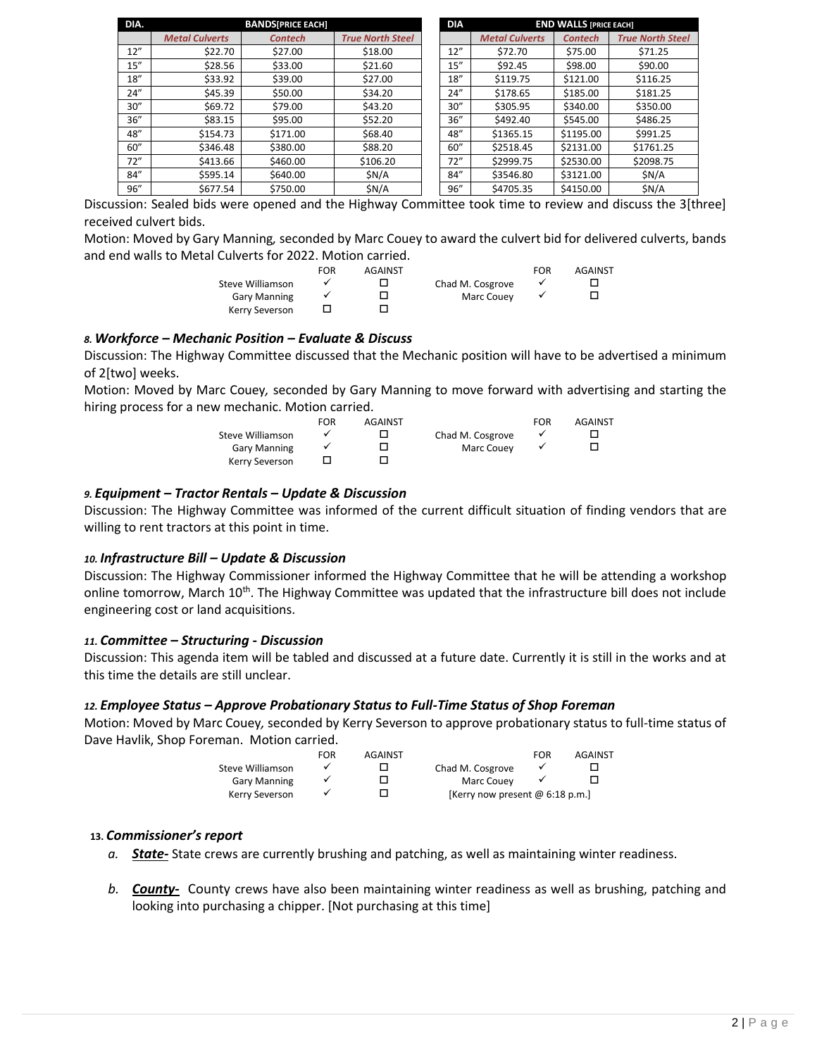| DIA. | BANDS[PRICE EACH] | | |
|---|---|---|---|
| | *Metal Culverts* | *Contech* | *True North Steel* |
| 12" | $22.70 | $27.00 | $18.00 |
| 15" | $28.56 | $33.00 | $21.60 |
| 18" | $33.92 | $39.00 | $27.00 |
| 24" | $45.39 | $50.00 | $34.20 |
| 30" | $69.72 | $79.00 | $43.20 |
| 36" | $83.15 | $95.00 | $52.20 |
| 48" | $154.73 | $171.00 | $68.40 |
| 60" | $346.48 | $380.00 | $88.20 |
| 72" | $413.66 | $460.00 | $106.20 |
| 84" | $595.14 | $640.00 | $N/A |
| 96" | $677.54 | $750.00 | $N/A |

| DIA | END WALLS [PRICE EACH] | | |
|---|---|---|---|
| | *Metal Culverts* | *Contech* | *True North Steel* |
| 12" | $72.70 | $75.00 | $71.25 |
| 15" | $92.45 | $98.00 | $90.00 |
| 18" | $119.75 | $121.00 | $116.25 |
| 24" | $178.65 | $185.00 | $181.25 |
| 30" | $305.95 | $340.00 | $350.00 |
| 36" | $492.40 | $545.00 | $486.25 |
| 48" | $1365.15 | $1195.00 | $991.25 |
| 60" | $2518.45 | $2131.00 | $1761.25 |
| 72" | $2999.75 | $2530.00 | $2098.75 |
| 84" | $3546.80 | $3121.00 | $N/A |
| 96" | $4705.35 | $4150.00 | $N/A |

Discussion: Sealed bids were opened and the Highway Committee took time to review and discuss the 3[three] received culvert bids.

Motion: Moved by Gary Manning, seconded by Marc Couey to award the culvert bid for delivered culverts, bands and end walls to Metal Culverts for 2022. Motion carried.

| | FOR | AGAINST | | FOR | AGAINST |
|---|---|---|---|---|---|
| Steve Williamson | ✓ | ☐ | Chad M. Cosgrove | ✓ | ☐ |
| Gary Manning | ✓ | ☐ | Marc Couey | ✓ | ☐ |
| Kerry Severson | ☐ | ☐ | | | |

### *8. Workforce – Mechanic Position – Evaluate & Discuss*

Discussion: The Highway Committee discussed that the Mechanic position will have to be advertised a minimum of 2[two] weeks.

Motion: Moved by Marc Couey, seconded by Gary Manning to move forward with advertising and starting the hiring process for a new mechanic. Motion carried.

| | FOR | AGAINST | | FOR | AGAINST |
|---|---|---|---|---|---|
| Steve Williamson | ✓ | ☐ | Chad M. Cosgrove | ✓ | ☐ |
| Gary Manning | ✓ | ☐ | Marc Couey | ✓ | ☐ |
| Kerry Severson | ☐ | ☐ | | | |

### *9. Equipment – Tractor Rentals – Update & Discussion*

Discussion: The Highway Committee was informed of the current difficult situation of finding vendors that are willing to rent tractors at this point in time.

### *10. Infrastructure Bill – Update & Discussion*

Discussion: The Highway Commissioner informed the Highway Committee that he will be attending a workshop online tomorrow, March 10th. The Highway Committee was updated that the infrastructure bill does not include engineering cost or land acquisitions.

### *11. Committee – Structuring - Discussion*

Discussion: This agenda item will be tabled and discussed at a future date. Currently it is still in the works and at this time the details are still unclear.

### *12. Employee Status – Approve Probationary Status to Full-Time Status of Shop Foreman*

Motion: Moved by Marc Couey, seconded by Kerry Severson to approve probationary status to full-time status of Dave Havlik, Shop Foreman. Motion carried.

| | FOR | AGAINST | | FOR | AGAINST |
|---|---|---|---|---|---|
| Steve Williamson | ✓ | ☐ | Chad M. Cosgrove | ✓ | ☐ |
| Gary Manning | ✓ | ☐ | Marc Couey | ✓ | ☐ |
| Kerry Severson | ✓ | ☐ | [Kerry now present @ 6:18 p.m.] | | |

### 13. *Commissioner's report*

a. ***State-*** State crews are currently brushing and patching, as well as maintaining winter readiness.

b. ***County-*** County crews have also been maintaining winter readiness as well as brushing, patching and looking into purchasing a chipper. [Not purchasing at this time]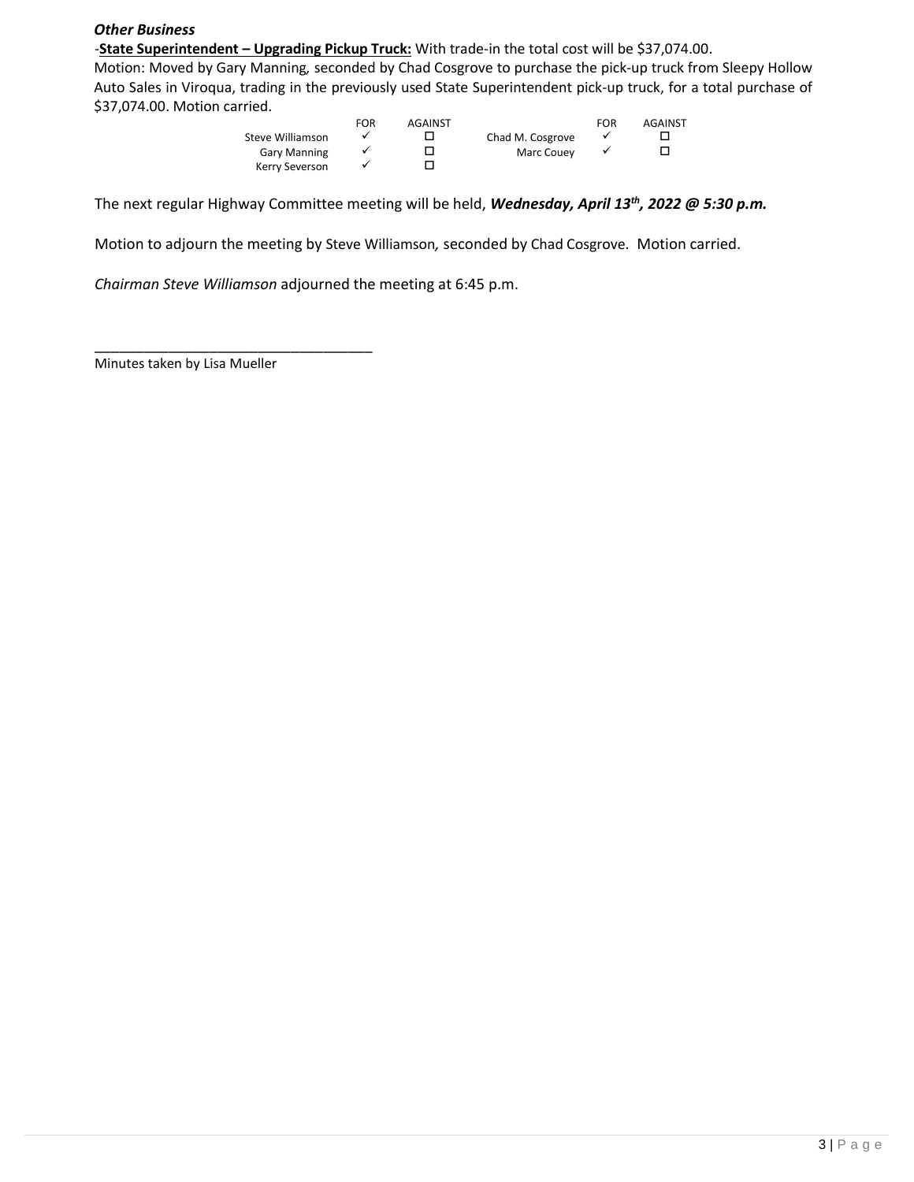***Other Business***

-**State Superintendent – Upgrading Pickup Truck:** With trade-in the total cost will be $37,074.00.

Motion: Moved by Gary Manning, seconded by Chad Cosgrove to purchase the pick-up truck from Sleepy Hollow Auto Sales in Viroqua, trading in the previously used State Superintendent pick-up truck, for a total purchase of $37,074.00. Motion carried.

| | FOR | AGAINST | | FOR | AGAINST |
|---|---|---|---|---|---|
| Steve Williamson | ✓ | ☐ | Chad M. Cosgrove | ✓ | ☐ |
| Gary Manning | ✓ | ☐ | Marc Couey | ✓ | ☐ |
| Kerry Severson | ✓ | ☐ | | | |

The next regular Highway Committee meeting will be held, ***Wednesday, April 13th, 2022 @ 5:30 p.m.***

Motion to adjourn the meeting by Steve Williamson, seconded by Chad Cosgrove. Motion carried.

*Chairman Steve Williamson* adjourned the meeting at 6:45 p.m.

\_\_\_\_\_\_\_\_\_\_\_\_\_\_\_\_\_\_\_\_\_\_\_\_\_\_\_\_\_\_\_\_\_\_\_\_

Minutes taken by Lisa Mueller